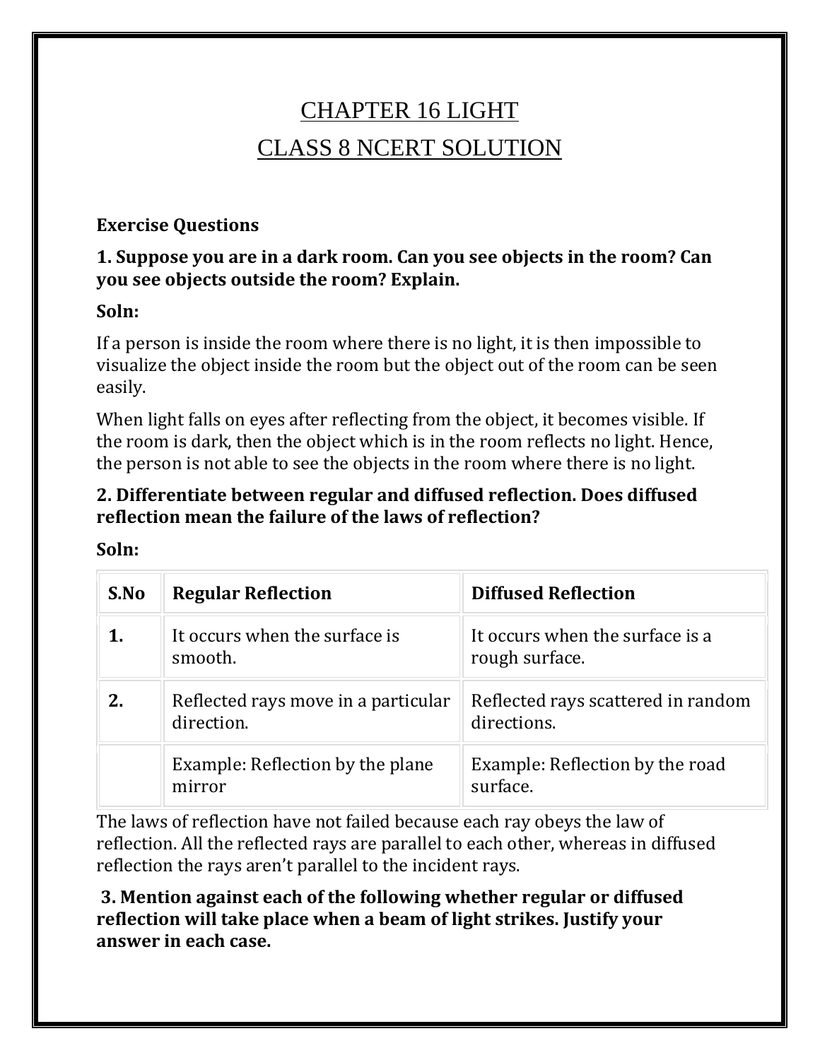# CHAPTER 16 LIGHT

# CLASS 8 NCERT SOLUTION

**Exercise Questions**

**1. Suppose you are in a dark room. Can you see objects in the room? Can you see objects outside the room? Explain.**

**Soln:**

If a person is inside the room where there is no light, it is then impossible to visualize the object inside the room but the object out of the room can be seen easily.

When light falls on eyes after reflecting from the object, it becomes visible. If the room is dark, then the object which is in the room reflects no light. Hence, the person is not able to see the objects in the room where there is no light.

**2. Differentiate between regular and diffused reflection. Does diffused reflection mean the failure of the laws of reflection?**

**Soln:**

| S.No | Regular Reflection | Diffused Reflection |
|---|---|---|
| **1.** | It occurs when the surface is smooth. | It occurs when the surface is a rough surface. |
| **2.** | Reflected rays move in a particular direction. | Reflected rays scattered in random directions. |
| | Example: Reflection by the plane mirror | Example: Reflection by the road surface. |

The laws of reflection have not failed because each ray obeys the law of reflection. All the reflected rays are parallel to each other, whereas in diffused reflection the rays aren't parallel to the incident rays.

**3. Mention against each of the following whether regular or diffused reflection will take place when a beam of light strikes. Justify your answer in each case.**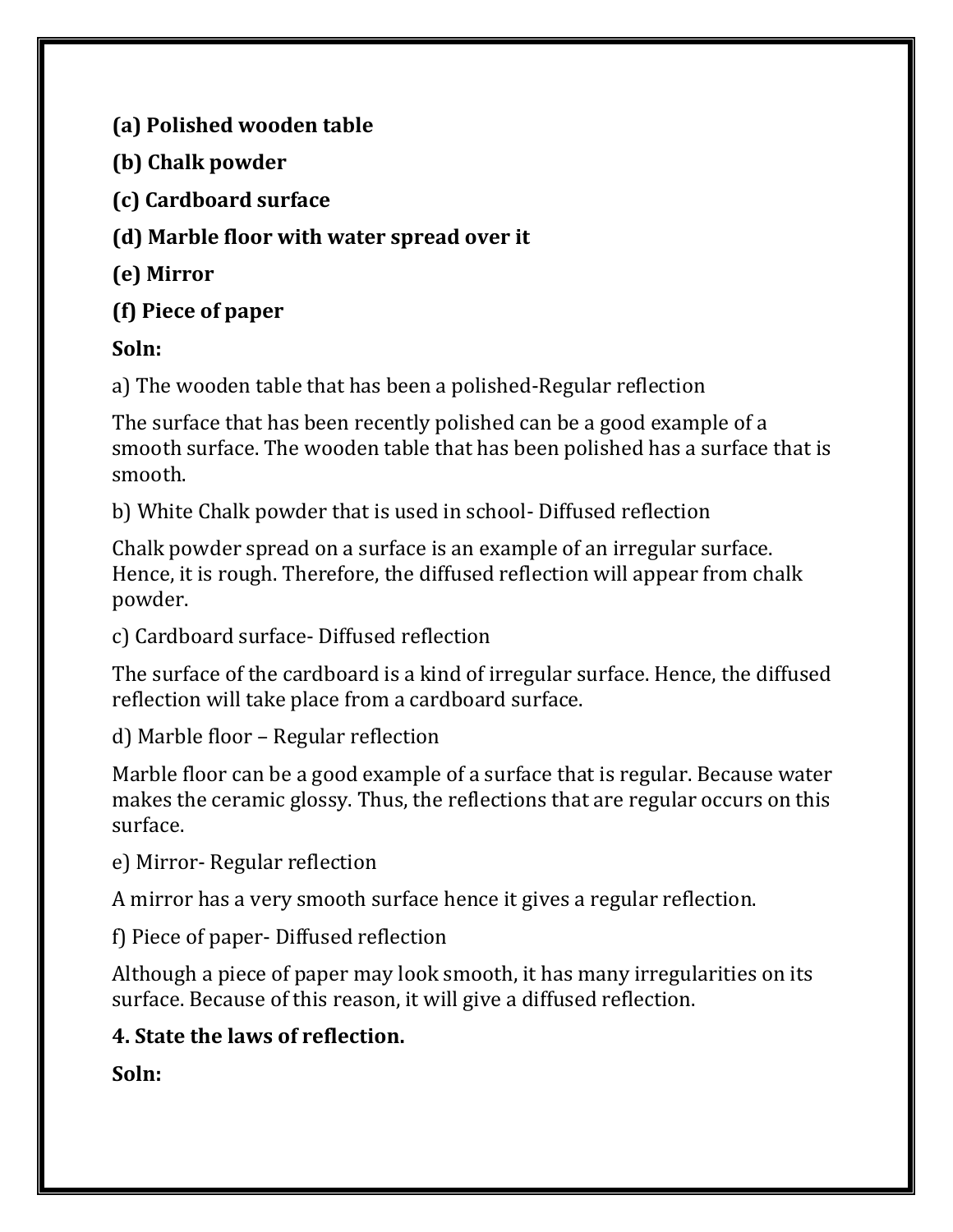**(a) Polished wooden table**

**(b) Chalk powder**

**(c) Cardboard surface**

**(d) Marble floor with water spread over it**

**(e) Mirror**

**(f) Piece of paper**

**Soln:**

a) The wooden table that has been a polished-Regular reflection

The surface that has been recently polished can be a good example of a smooth surface. The wooden table that has been polished has a surface that is smooth.

b) White Chalk powder that is used in school- Diffused reflection

Chalk powder spread on a surface is an example of an irregular surface. Hence, it is rough. Therefore, the diffused reflection will appear from chalk powder.

c) Cardboard surface- Diffused reflection

The surface of the cardboard is a kind of irregular surface. Hence, the diffused reflection will take place from a cardboard surface.

d) Marble floor – Regular reflection

Marble floor can be a good example of a surface that is regular. Because water makes the ceramic glossy. Thus, the reflections that are regular occurs on this surface.

e) Mirror- Regular reflection

A mirror has a very smooth surface hence it gives a regular reflection.

f) Piece of paper- Diffused reflection

Although a piece of paper may look smooth, it has many irregularities on its surface. Because of this reason, it will give a diffused reflection.

**4. State the laws of reflection.**

**Soln:**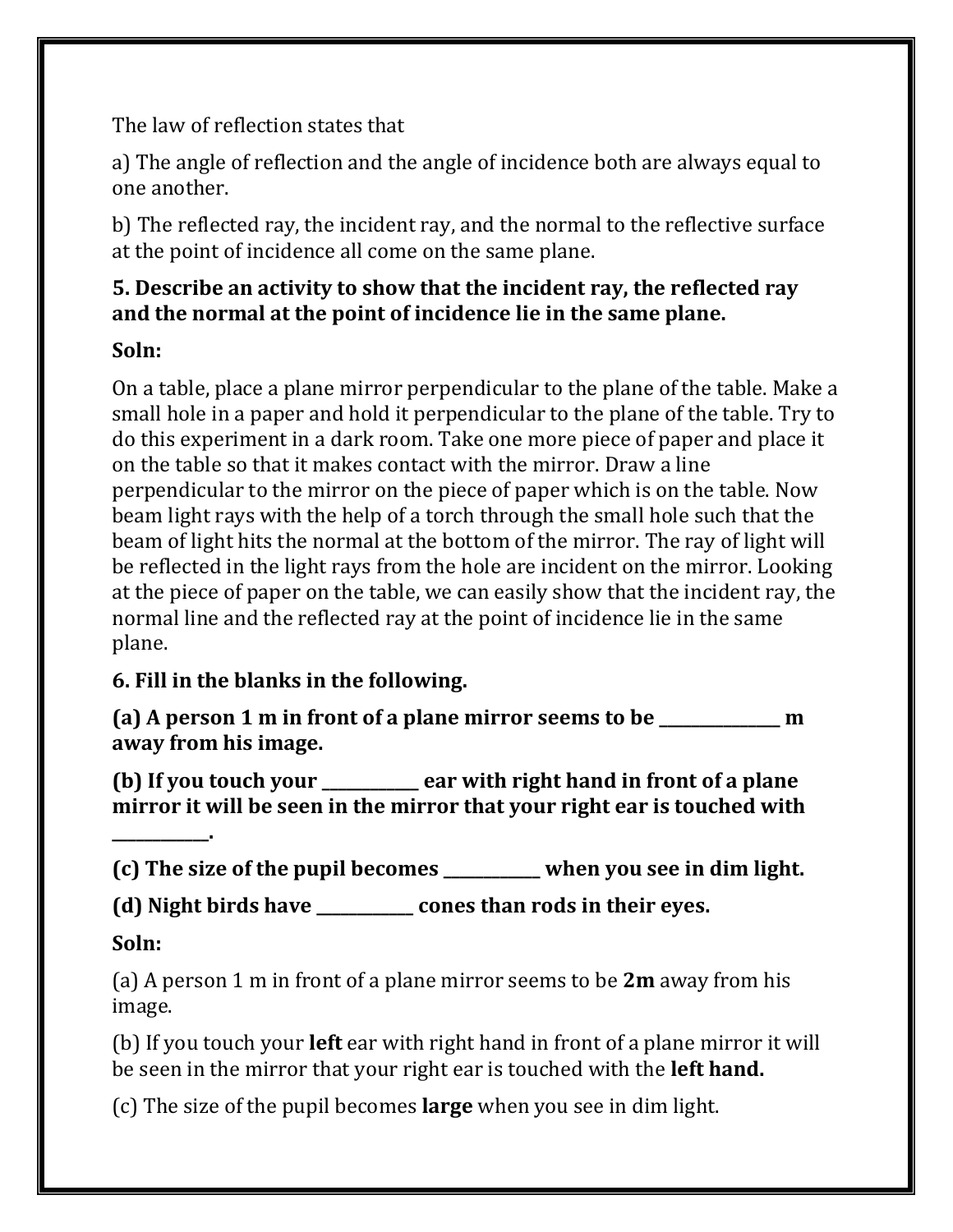The law of reflection states that

a) The angle of reflection and the angle of incidence both are always equal to one another.

b) The reflected ray, the incident ray, and the normal to the reflective surface at the point of incidence all come on the same plane.

**5. Describe an activity to show that the incident ray, the reflected ray and the normal at the point of incidence lie in the same plane.**

**Soln:**

On a table, place a plane mirror perpendicular to the plane of the table. Make a small hole in a paper and hold it perpendicular to the plane of the table. Try to do this experiment in a dark room. Take one more piece of paper and place it on the table so that it makes contact with the mirror. Draw a line perpendicular to the mirror on the piece of paper which is on the table. Now beam light rays with the help of a torch through the small hole such that the beam of light hits the normal at the bottom of the mirror. The ray of light will be reflected in the light rays from the hole are incident on the mirror. Looking at the piece of paper on the table, we can easily show that the incident ray, the normal line and the reflected ray at the point of incidence lie in the same plane.

**6. Fill in the blanks in the following.**

**(a) A person 1 m in front of a plane mirror seems to be _______________ m away from his image.**

**(b) If you touch your ____________ ear with right hand in front of a plane mirror it will be seen in the mirror that your right ear is touched with ____________.**

**(c) The size of the pupil becomes ____________ when you see in dim light.**

**(d) Night birds have ____________ cones than rods in their eyes.**

**Soln:**

(a) A person 1 m in front of a plane mirror seems to be **2m** away from his image.

(b) If you touch your **left** ear with right hand in front of a plane mirror it will be seen in the mirror that your right ear is touched with the **left hand.**

(c) The size of the pupil becomes **large** when you see in dim light.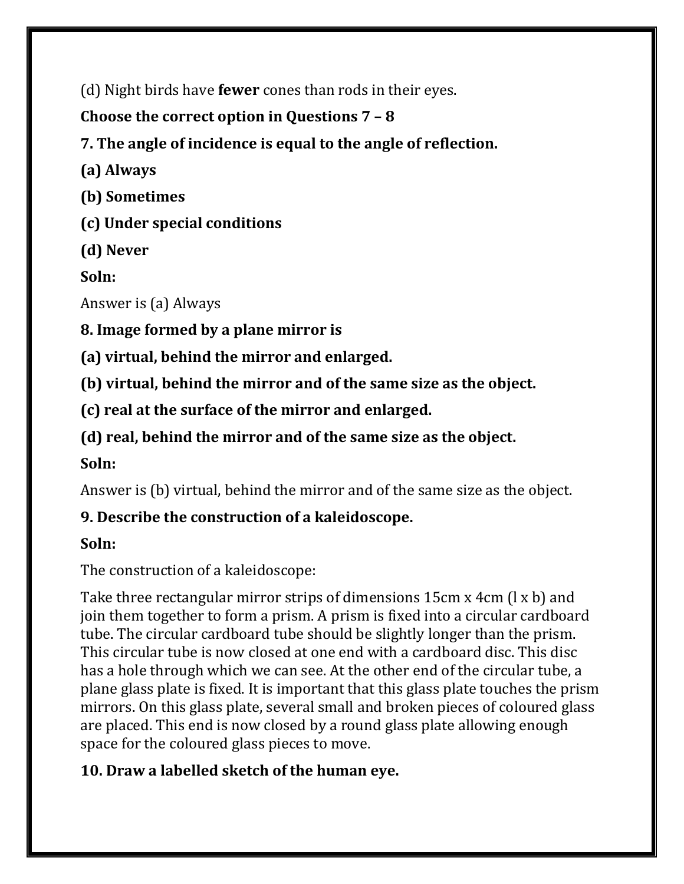(d) Night birds have **fewer** cones than rods in their eyes.

**Choose the correct option in Questions 7 – 8**

**7. The angle of incidence is equal to the angle of reflection.**

**(a) Always**

**(b) Sometimes**

**(c) Under special conditions**

**(d) Never**

**Soln:**

Answer is (a) Always

**8. Image formed by a plane mirror is**

**(a) virtual, behind the mirror and enlarged.**

**(b) virtual, behind the mirror and of the same size as the object.**

**(c) real at the surface of the mirror and enlarged.**

**(d) real, behind the mirror and of the same size as the object.**

**Soln:**

Answer is (b) virtual, behind the mirror and of the same size as the object.

**9. Describe the construction of a kaleidoscope.**

**Soln:**

The construction of a kaleidoscope:

Take three rectangular mirror strips of dimensions 15cm x 4cm (l x b) and join them together to form a prism. A prism is fixed into a circular cardboard tube. The circular cardboard tube should be slightly longer than the prism. This circular tube is now closed at one end with a cardboard disc. This disc has a hole through which we can see. At the other end of the circular tube, a plane glass plate is fixed. It is important that this glass plate touches the prism mirrors. On this glass plate, several small and broken pieces of coloured glass are placed. This end is now closed by a round glass plate allowing enough space for the coloured glass pieces to move.

**10. Draw a labelled sketch of the human eye.**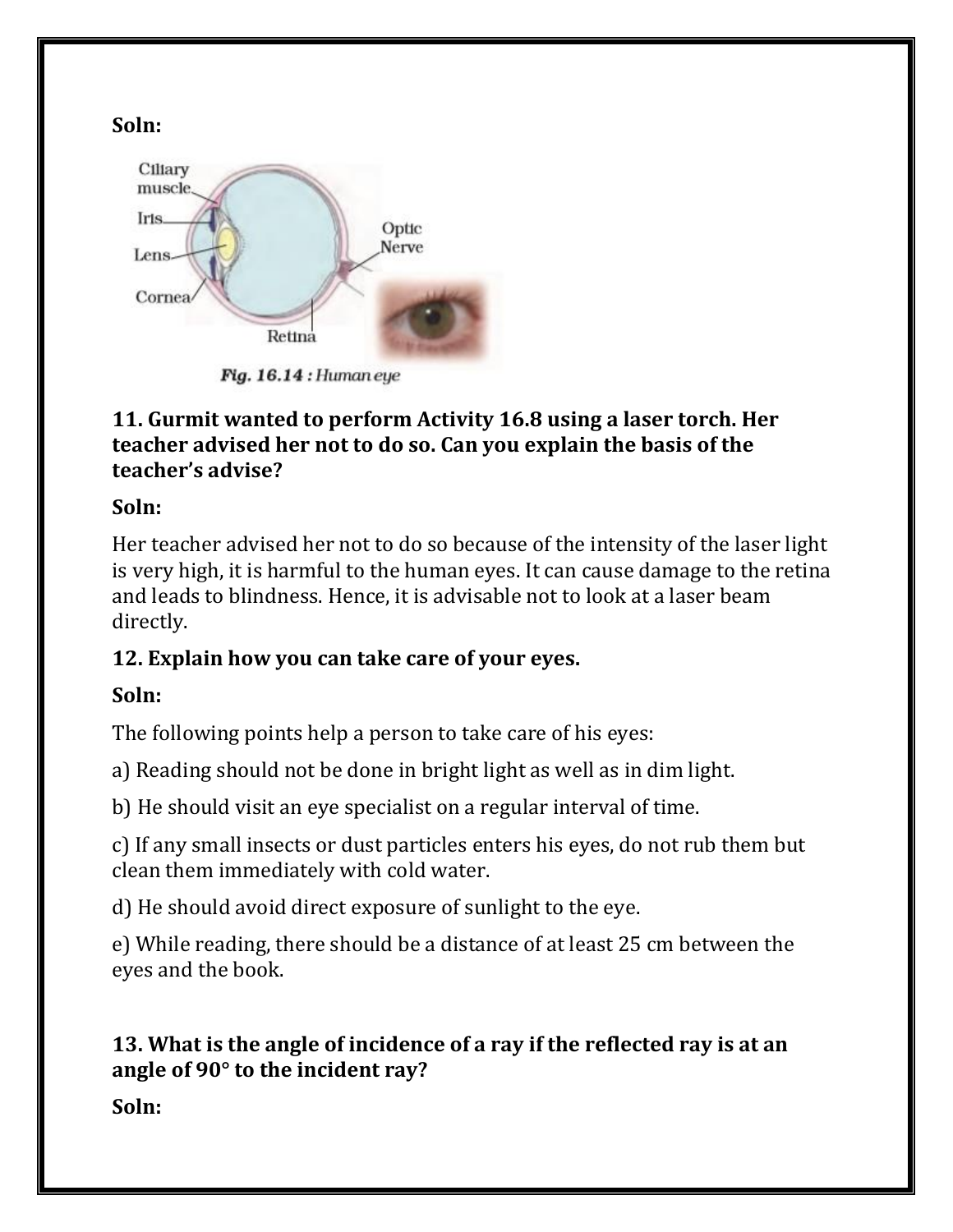**Soln:**

Fig. 16.14 : Human eye

**11. Gurmit wanted to perform Activity 16.8 using a laser torch. Her teacher advised her not to do so. Can you explain the basis of the teacher's advise?**

**Soln:**

Her teacher advised her not to do so because of the intensity of the laser light is very high, it is harmful to the human eyes. It can cause damage to the retina and leads to blindness. Hence, it is advisable not to look at a laser beam directly.

**12. Explain how you can take care of your eyes.**

**Soln:**

The following points help a person to take care of his eyes:

a) Reading should not be done in bright light as well as in dim light.

b) He should visit an eye specialist on a regular interval of time.

c) If any small insects or dust particles enters his eyes, do not rub them but clean them immediately with cold water.

d) He should avoid direct exposure of sunlight to the eye.

e) While reading, there should be a distance of at least 25 cm between the eyes and the book.

**13. What is the angle of incidence of a ray if the reflected ray is at an angle of 90° to the incident ray?**

**Soln:**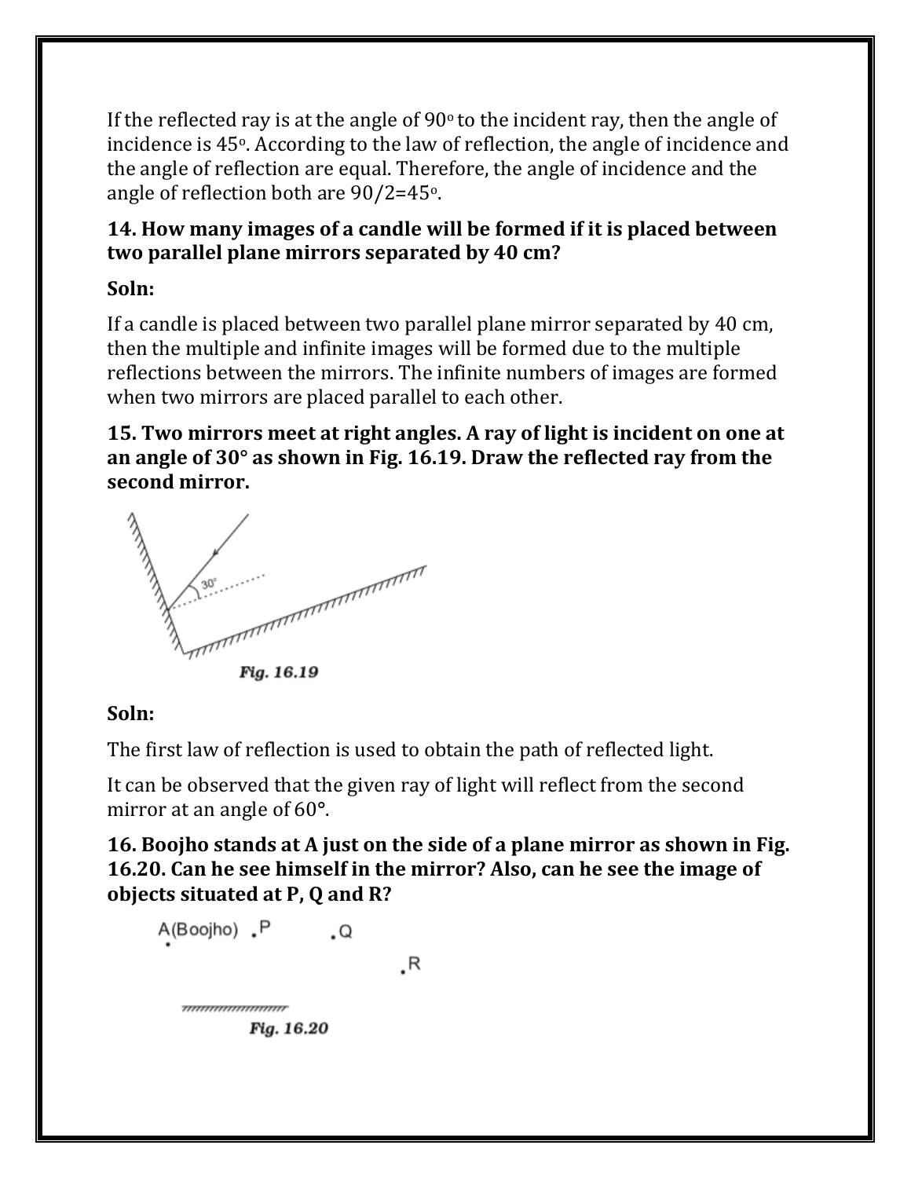If the reflected ray is at the angle of 90° to the incident ray, then the angle of incidence is 45°. According to the law of reflection, the angle of incidence and the angle of reflection are equal. Therefore, the angle of incidence and the angle of reflection both are 90/2=45°.

**14. How many images of a candle will be formed if it is placed between two parallel plane mirrors separated by 40 cm?**

**Soln:**

If a candle is placed between two parallel plane mirror separated by 40 cm, then the multiple and infinite images will be formed due to the multiple reflections between the mirrors. The infinite numbers of images are formed when two mirrors are placed parallel to each other.

**15. Two mirrors meet at right angles. A ray of light is incident on one at an angle of 30° as shown in Fig. 16.19. Draw the reflected ray from the second mirror.**

*Fig. 16.19*

**Soln:**

The first law of reflection is used to obtain the path of reflected light.

It can be observed that the given ray of light will reflect from the second mirror at an angle of 60°.

**16. Boojho stands at A just on the side of a plane mirror as shown in Fig. 16.20. Can he see himself in the mirror? Also, can he see the image of objects situated at P, Q and R?**

*Fig. 16.20*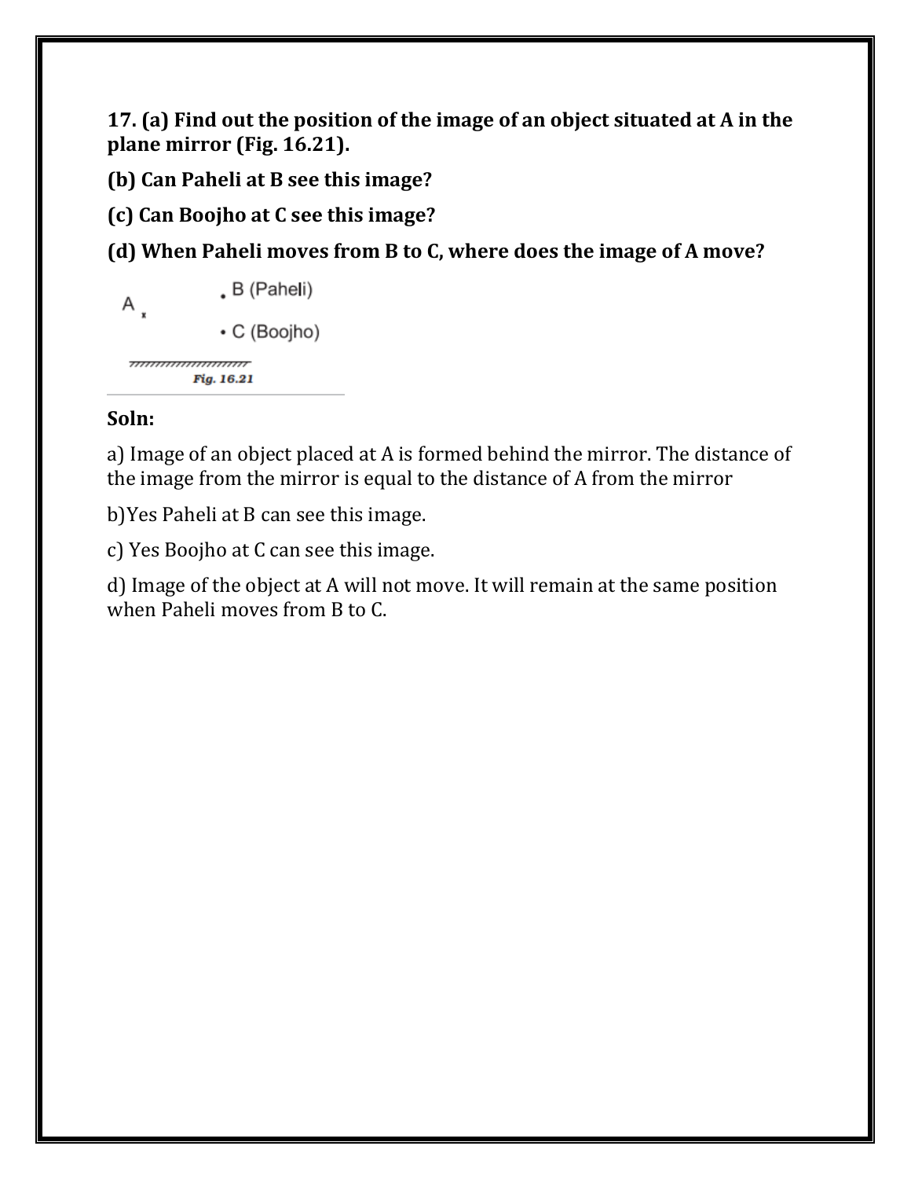**17. (a) Find out the position of the image of an object situated at A in the plane mirror (Fig. 16.21).**

**(b) Can Paheli at B see this image?**

**(c) Can Boojho at C see this image?**

**(d) When Paheli moves from B to C, where does the image of A move?**

A

B (Paheli)

C (Boojho)

*Fig. 16.21*

**Soln:**

a) Image of an object placed at A is formed behind the mirror. The distance of the image from the mirror is equal to the distance of A from the mirror

b)Yes Paheli at B can see this image.

c) Yes Boojho at C can see this image.

d) Image of the object at A will not move. It will remain at the same position when Paheli moves from B to C.